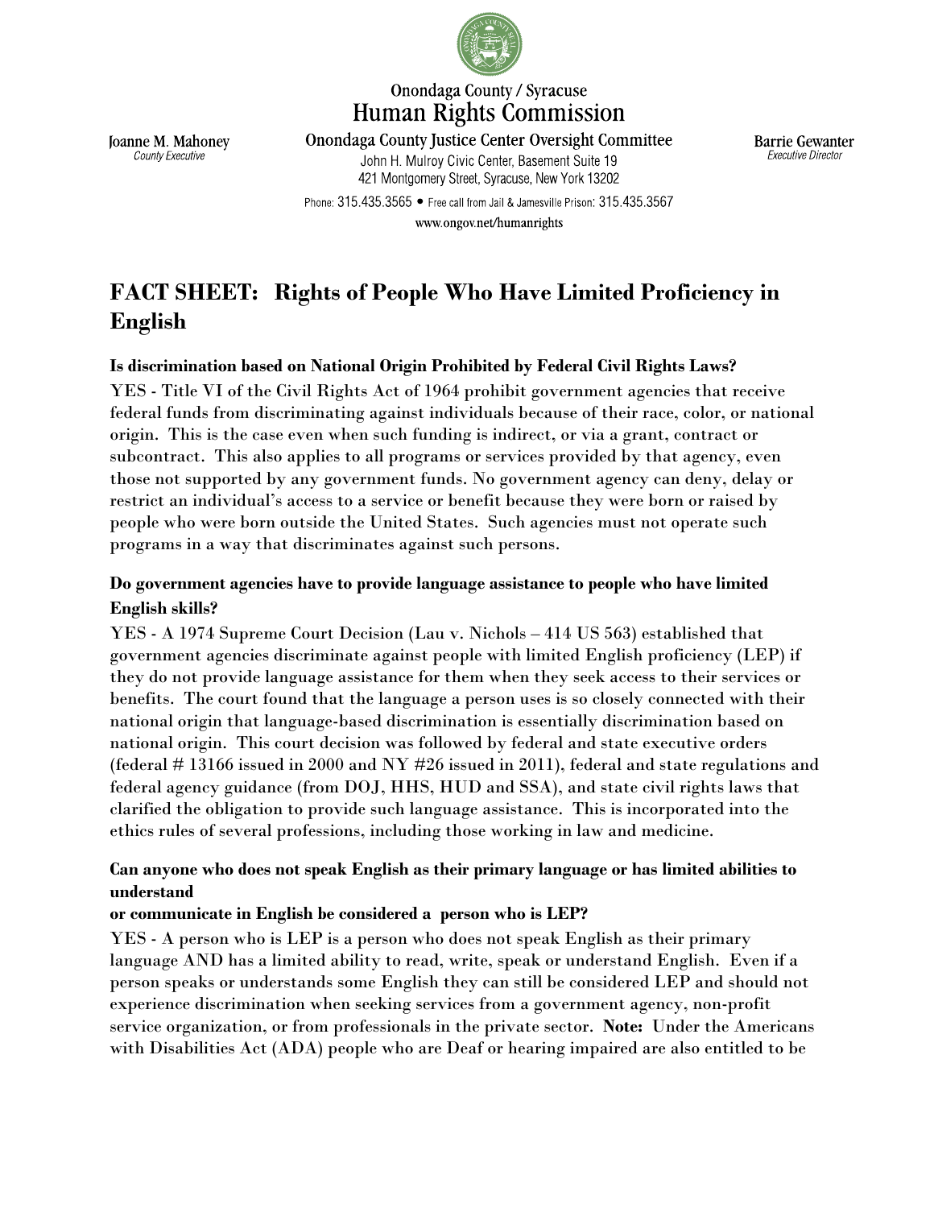Onondaga County / Syracuse

# Human Rights Commission

Onondaga County Justice Center Oversight Committee

John H. Mulroy Civic Center, Basement Suite 19

421 Montgomery Street, Syracuse, New York 13202

Phone: 315.435.3565 • Free call from Jail & Jamesville Prison: 315.435.3567

www.ongov.net/humanrights

Joanne M. Mahoney
*County Executive*

Barrie Gewanter
*Executive Director*

## FACT SHEET: Rights of People Who Have Limited Proficiency in English

**Is discrimination based on National Origin Prohibited by Federal Civil Rights Laws?**

YES - Title VI of the Civil Rights Act of 1964 prohibit government agencies that receive federal funds from discriminating against individuals because of their race, color, or national origin. This is the case even when such funding is indirect, or via a grant, contract or subcontract. This also applies to all programs or services provided by that agency, even those not supported by any government funds. No government agency can deny, delay or restrict an individual's access to a service or benefit because they were born or raised by people who were born outside the United States. Such agencies must not operate such programs in a way that discriminates against such persons.

**Do government agencies have to provide language assistance to people who have limited English skills?**

YES - A 1974 Supreme Court Decision (Lau v. Nichols – 414 US 563) established that government agencies discriminate against people with limited English proficiency (LEP) if they do not provide language assistance for them when they seek access to their services or benefits. The court found that the language a person uses is so closely connected with their national origin that language-based discrimination is essentially discrimination based on national origin. This court decision was followed by federal and state executive orders (federal # 13166 issued in 2000 and NY #26 issued in 2011), federal and state regulations and federal agency guidance (from DOJ, HHS, HUD and SSA), and state civil rights laws that clarified the obligation to provide such language assistance. This is incorporated into the ethics rules of several professions, including those working in law and medicine.

**Can anyone who does not speak English as their primary language or has limited abilities to understand or communicate in English be considered a person who is LEP?**

YES - A person who is LEP is a person who does not speak English as their primary language AND has a limited ability to read, write, speak or understand English. Even if a person speaks or understands some English they can still be considered LEP and should not experience discrimination when seeking services from a government agency, non-profit service organization, or from professionals in the private sector. **Note:** Under the Americans with Disabilities Act (ADA) people who are Deaf or hearing impaired are also entitled to be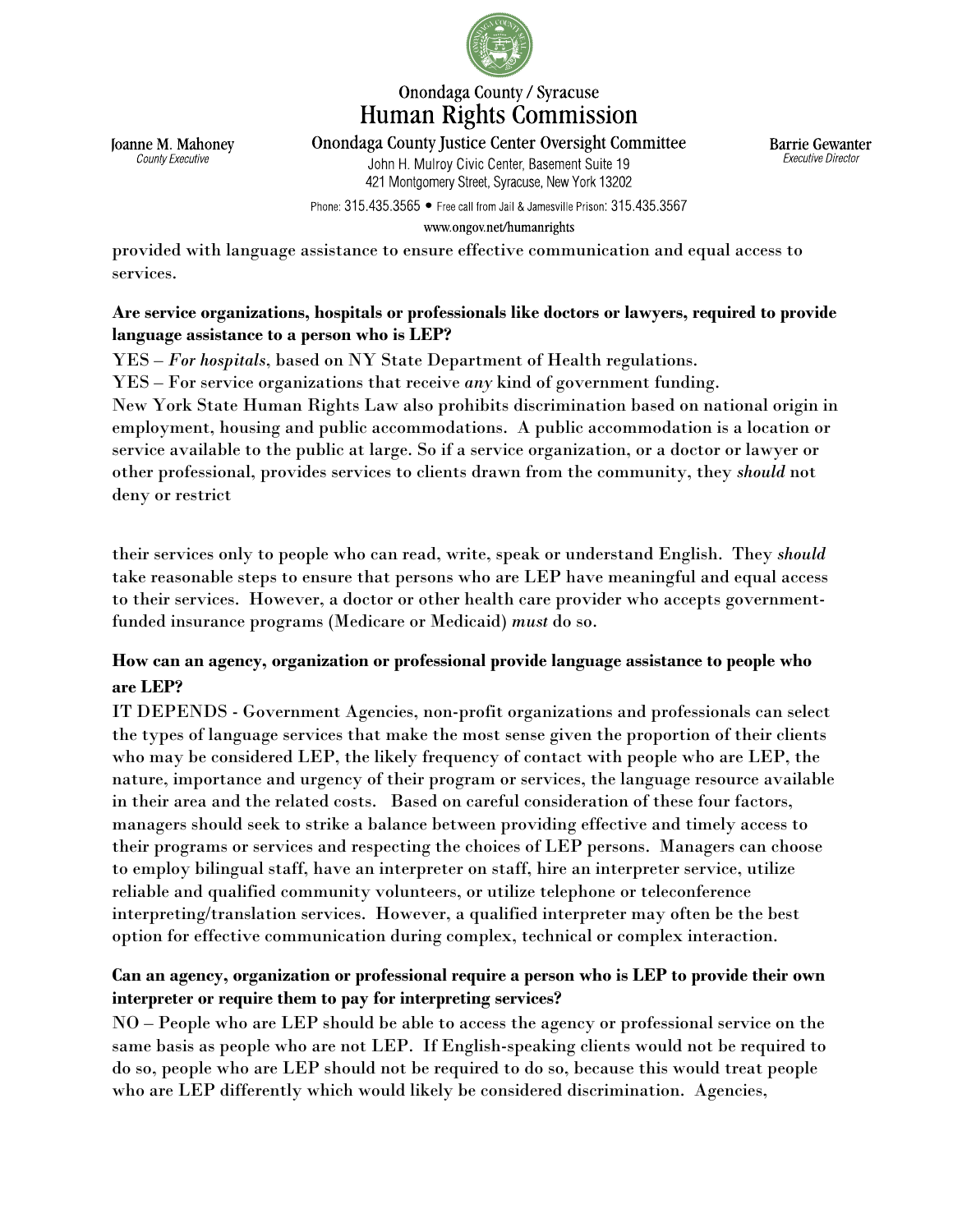provided with language assistance to ensure effective communication and equal access to services.

**Are service organizations, hospitals or professionals like doctors or lawyers, required to provide language assistance to a person who is LEP?**

YES – *For hospitals*, based on NY State Department of Health regulations.

YES – For service organizations that receive *any* kind of government funding.

New York State Human Rights Law also prohibits discrimination based on national origin in employment, housing and public accommodations. A public accommodation is a location or service available to the public at large. So if a service organization, or a doctor or lawyer or other professional, provides services to clients drawn from the community, they *should* not deny or restrict their services only to people who can read, write, speak or understand English. They *should* take reasonable steps to ensure that persons who are LEP have meaningful and equal access to their services. However, a doctor or other health care provider who accepts government-funded insurance programs (Medicare or Medicaid) *must* do so.

**How can an agency, organization or professional provide language assistance to people who are LEP?**

IT DEPENDS - Government Agencies, non-profit organizations and professionals can select the types of language services that make the most sense given the proportion of their clients who may be considered LEP, the likely frequency of contact with people who are LEP, the nature, importance and urgency of their program or services, the language resource available in their area and the related costs. Based on careful consideration of these four factors, managers should seek to strike a balance between providing effective and timely access to their programs or services and respecting the choices of LEP persons. Managers can choose to employ bilingual staff, have an interpreter on staff, hire an interpreter service, utilize reliable and qualified community volunteers, or utilize telephone or teleconference interpreting/translation services. However, a qualified interpreter may often be the best option for effective communication during complex, technical or complex interaction.

**Can an agency, organization or professional require a person who is LEP to provide their own interpreter or require them to pay for interpreting services?**

NO – People who are LEP should be able to access the agency or professional service on the same basis as people who are not LEP. If English-speaking clients would not be required to do so, people who are LEP should not be required to do so, because this would treat people who are LEP differently which would likely be considered discrimination. Agencies,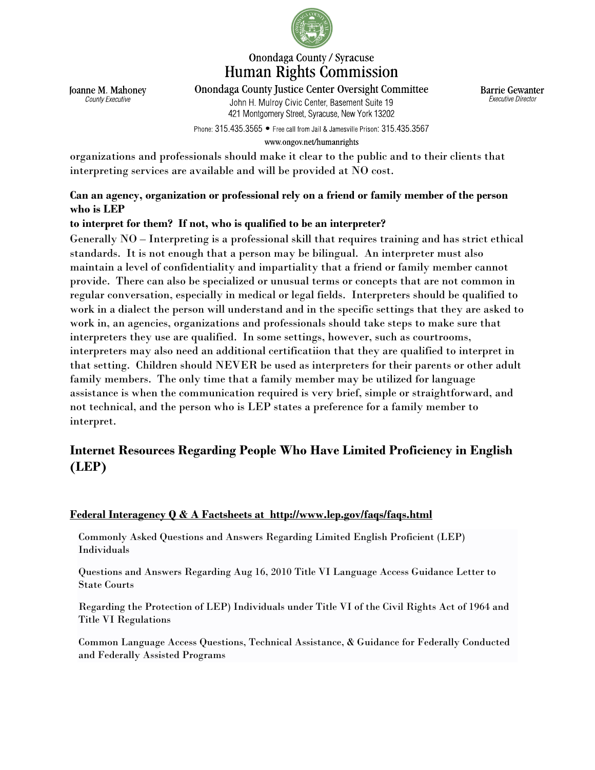organizations and professionals should make it clear to the public and to their clients that interpreting services are available and will be provided at NO cost.

**Can an agency, organization or professional rely on a friend or family member of the person who is LEP to interpret for them? If not, who is qualified to be an interpreter?**

Generally NO – Interpreting is a professional skill that requires training and has strict ethical standards. It is not enough that a person may be bilingual. An interpreter must also maintain a level of confidentiality and impartiality that a friend or family member cannot provide. There can also be specialized or unusual terms or concepts that are not common in regular conversation, especially in medical or legal fields. Interpreters should be qualified to work in a dialect the person will understand and in the specific settings that they are asked to work in, an agencies, organizations and professionals should take steps to make sure that interpreters they use are qualified. In some settings, however, such as courtrooms, interpreters may also need an additional certificatiion that they are qualified to interpret in that setting. Children should NEVER be used as interpreters for their parents or other adult family members. The only time that a family member may be utilized for language assistance is when the communication required is very brief, simple or straightforward, and not technical, and the person who is LEP states a preference for a family member to interpret.

## Internet Resources Regarding People Who Have Limited Proficiency in English (LEP)

**Federal Interagency Q & A Factsheets at http://www.lep.gov/faqs/faqs.html**

Commonly Asked Questions and Answers Regarding Limited English Proficient (LEP) Individuals

Questions and Answers Regarding Aug 16, 2010 Title VI Language Access Guidance Letter to State Courts

Regarding the Protection of LEP) Individuals under Title VI of the Civil Rights Act of 1964 and Title VI Regulations

Common Language Access Questions, Technical Assistance, & Guidance for Federally Conducted and Federally Assisted Programs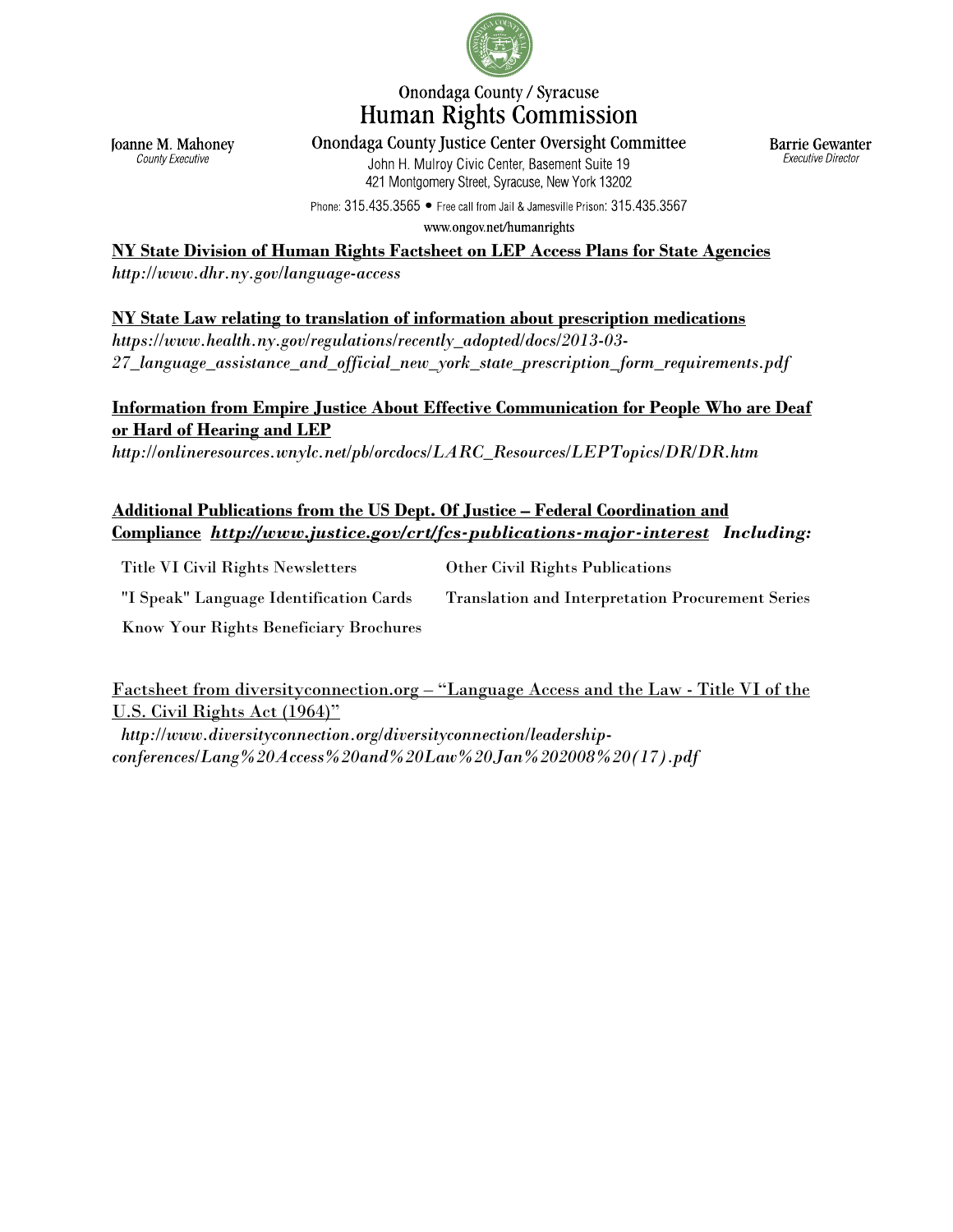Onondaga County / Syracuse
# Human Rights Commission

Joanne M. Mahoney
*County Executive*

**Onondaga County Justice Center Oversight Committee**
John H. Mulroy Civic Center, Basement Suite 19
421 Montgomery Street, Syracuse, New York 13202

Barrie Gewanter
*Executive Director*

Phone: 315.435.3565 • Free call from Jail & Jamesville Prison: 315.435.3567
www.ongov.net/humanrights

**NY State Division of Human Rights Factsheet on LEP Access Plans for State Agencies**
*http://www.dhr.ny.gov/language-access*

**NY State Law relating to translation of information about prescription medications**
*https://www.health.ny.gov/regulations/recently_adopted/docs/2013-03-27_language_assistance_and_official_new_york_state_prescription_form_requirements.pdf*

**Information from Empire Justice About Effective Communication for People Who are Deaf or Hard of Hearing and LEP**
*http://onlineresources.wnylc.net/pb/orcdocs/LARC_Resources/LEPTopics/DR/DR.htm*

**Additional Publications from the US Dept. Of Justice – Federal Coordination and Compliance** ***http://www.justice.gov/crt/fcs-publications-major-interest*** ***Including:***

- Title VI Civil Rights Newsletters
- "I Speak" Language Identification Cards
- Know Your Rights Beneficiary Brochures
- Other Civil Rights Publications
- Translation and Interpretation Procurement Series

Factsheet from diversityconnection.org – "Language Access and the Law - Title VI of the U.S. Civil Rights Act (1964)"
*http://www.diversityconnection.org/diversityconnection/leadership-conferences/Lang%20Access%20and%20Law%20Jan%202008%20(17).pdf*